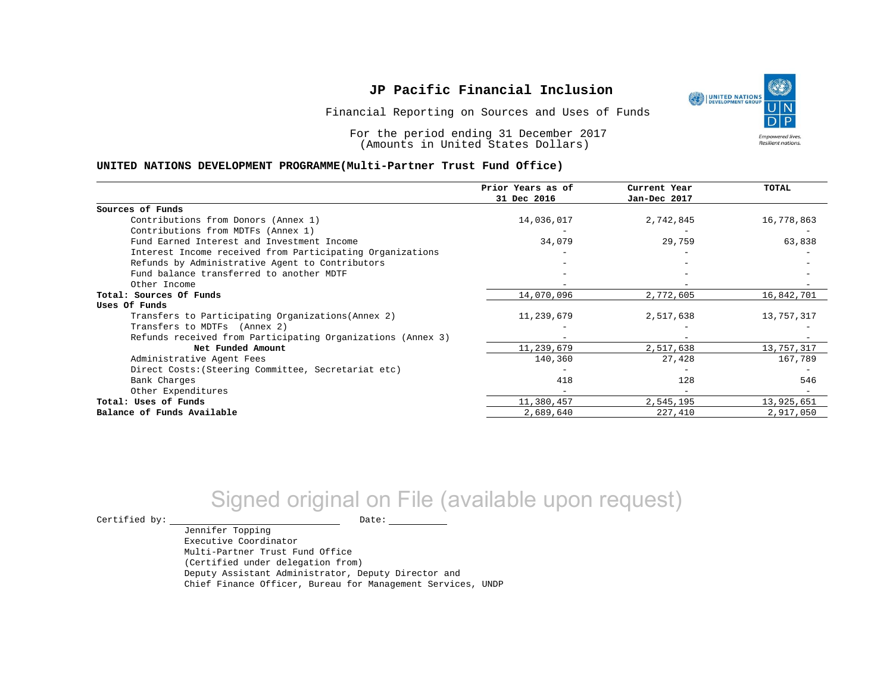# JP Pacific Financial Inclusion

Financial Reporting on Sources and Uses of Funds

For the period ending 31 December 2017
(Amounts in United States Dollars)

**UNITED NATIONS DEVELOPMENT PROGRAMME(Multi-Partner Trust Fund Office)**

| | Prior Years as of 31 Dec 2016 | Current Year Jan-Dec 2017 | TOTAL |
|---|---|---|---|
| **Sources of Funds** | | | |
| Contributions from Donors (Annex 1) | 14,036,017 | 2,742,845 | 16,778,863 |
| Contributions from MDTFs (Annex 1) | - | - | - |
| Fund Earned Interest and Investment Income | 34,079 | 29,759 | 63,838 |
| Interest Income received from Participating Organizations | - | - | - |
| Refunds by Administrative Agent to Contributors | - | - | - |
| Fund balance transferred to another MDTF | - | - | - |
| Other Income | - | - | - |
| **Total: Sources Of Funds** | 14,070,096 | 2,772,605 | 16,842,701 |
| **Uses Of Funds** | | | |
| Transfers to Participating Organizations(Annex 2) | 11,239,679 | 2,517,638 | 13,757,317 |
| Transfers to MDTFs (Annex 2) | - | - | - |
| Refunds received from Participating Organizations (Annex 3) | - | - | - |
| **Net Funded Amount** | 11,239,679 | 2,517,638 | 13,757,317 |
| Administrative Agent Fees | 140,360 | 27,428 | 167,789 |
| Direct Costs:(Steering Committee, Secretariat etc) | - | - | - |
| Bank Charges | 418 | 128 | 546 |
| Other Expenditures | - | - | - |
| **Total: Uses of Funds** | 11,380,457 | 2,545,195 | 13,925,651 |
| **Balance of Funds Available** | 2,689,640 | 227,410 | 2,917,050 |

Signed original on File (available upon request)

Certified by: ______________________ Date: __________

Jennifer Topping
Executive Coordinator
Multi-Partner Trust Fund Office
(Certified under delegation from)
Deputy Assistant Administrator, Deputy Director and
Chief Finance Officer, Bureau for Management Services, UNDP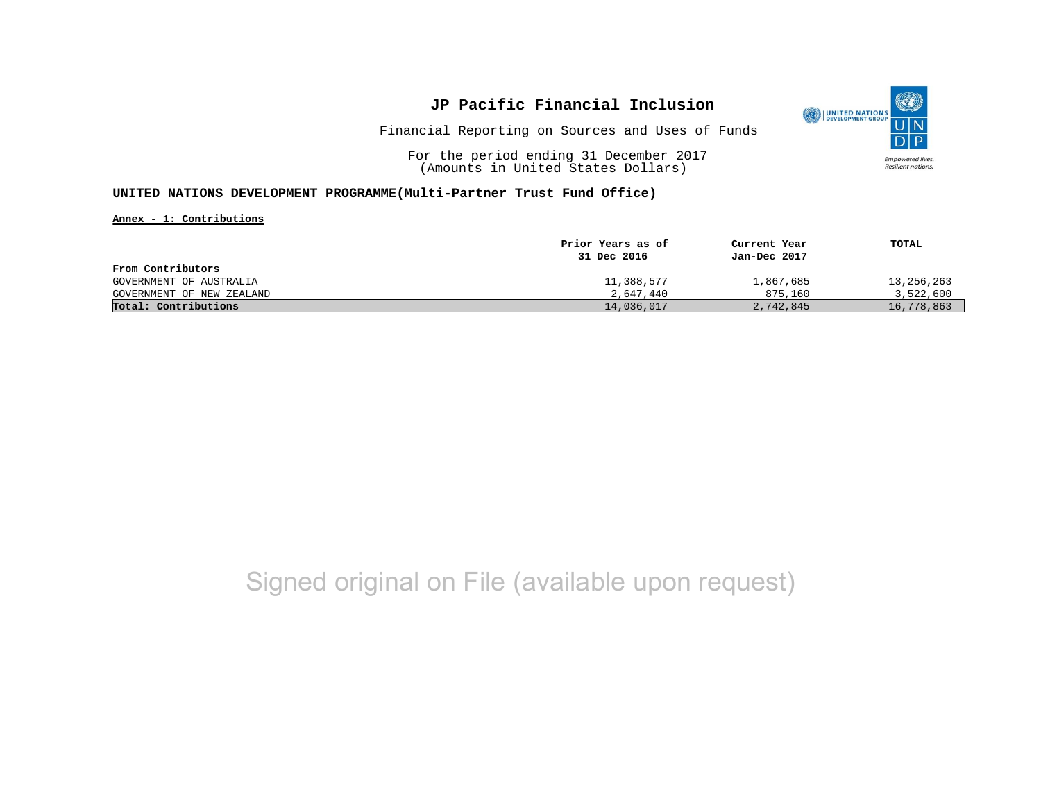# JP Pacific Financial Inclusion

Financial Reporting on Sources and Uses of Funds

For the period ending 31 December 2017
(Amounts in United States Dollars)

## UNITED NATIONS DEVELOPMENT PROGRAMME(Multi-Partner Trust Fund Office)

**Annex - 1: Contributions**

| | Prior Years as of 31 Dec 2016 | Current Year Jan-Dec 2017 | TOTAL |
|---|---|---|---|
| **From Contributors** | | | |
| GOVERNMENT OF AUSTRALIA | 11,388,577 | 1,867,685 | 13,256,263 |
| GOVERNMENT OF NEW ZEALAND | 2,647,440 | 875,160 | 3,522,600 |
| **Total: Contributions** | 14,036,017 | 2,742,845 | 16,778,863 |

Signed original on File (available upon request)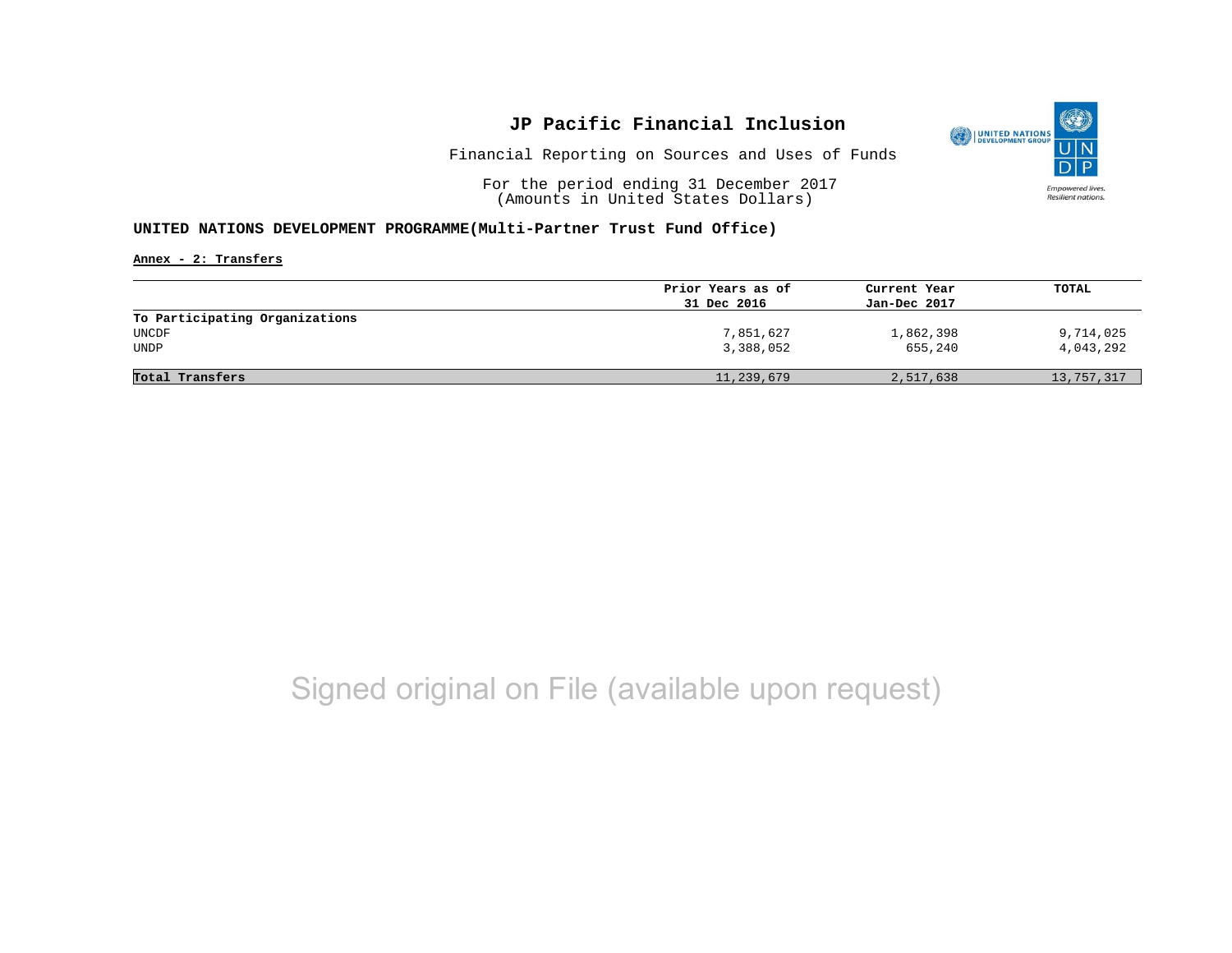# JP Pacific Financial Inclusion

Financial Reporting on Sources and Uses of Funds

For the period ending 31 December 2017
(Amounts in United States Dollars)

**UNITED NATIONS DEVELOPMENT PROGRAMME(Multi-Partner Trust Fund Office)**

**Annex - 2: Transfers**

| | Prior Years as of 31 Dec 2016 | Current Year Jan-Dec 2017 | TOTAL |
|---|---|---|---|
| **To Participating Organizations** | | | |
| UNCDF | 7,851,627 | 1,862,398 | 9,714,025 |
| UNDP | 3,388,052 | 655,240 | 4,043,292 |
| **Total Transfers** | 11,239,679 | 2,517,638 | 13,757,317 |

Signed original on File (available upon request)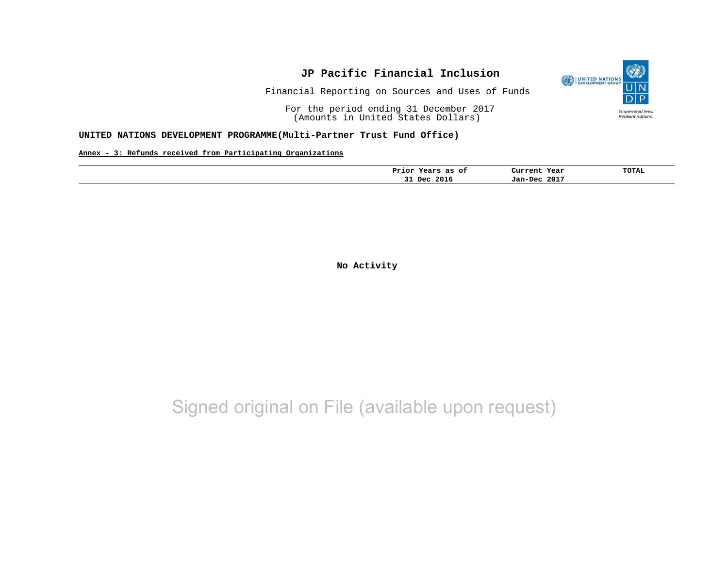# JP Pacific Financial Inclusion

Financial Reporting on Sources and Uses of Funds

For the period ending 31 December 2017
(Amounts in United States Dollars)

**UNITED NATIONS DEVELOPMENT PROGRAMME(Multi-Partner Trust Fund Office)**

**Annex - 3: Refunds received from Participating Organizations**

| | Prior Years as of 31 Dec 2016 | Current Year Jan-Dec 2017 | TOTAL |
|---|---|---|---|

**No Activity**

Signed original on File (available upon request)